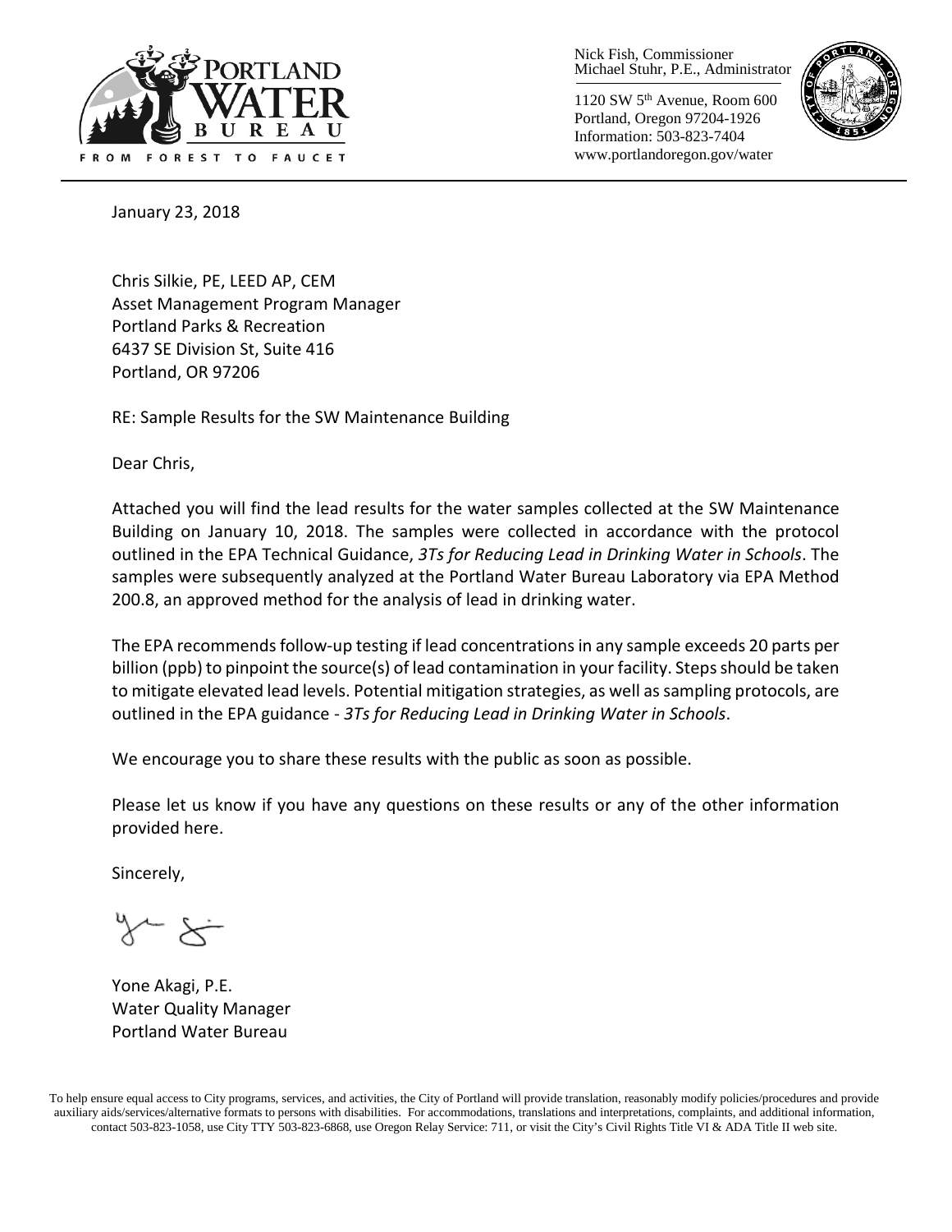PORTLAND WATER BUREAU

FROM FOREST TO FAUCET

Nick Fish, Commissioner
Michael Stuhr, P.E., Administrator

1120 SW 5th Avenue, Room 600
Portland, Oregon 97204-1926
Information: 503-823-7404
www.portlandoregon.gov/water

January 23, 2018

Chris Silkie, PE, LEED AP, CEM
Asset Management Program Manager
Portland Parks & Recreation
6437 SE Division St, Suite 416
Portland, OR 97206

RE: Sample Results for the SW Maintenance Building

Dear Chris,

Attached you will find the lead results for the water samples collected at the SW Maintenance Building on January 10, 2018. The samples were collected in accordance with the protocol outlined in the EPA Technical Guidance, *3Ts for Reducing Lead in Drinking Water in Schools*. The samples were subsequently analyzed at the Portland Water Bureau Laboratory via EPA Method 200.8, an approved method for the analysis of lead in drinking water.

The EPA recommends follow-up testing if lead concentrations in any sample exceeds 20 parts per billion (ppb) to pinpoint the source(s) of lead contamination in your facility. Steps should be taken to mitigate elevated lead levels. Potential mitigation strategies, as well as sampling protocols, are outlined in the EPA guidance - *3Ts for Reducing Lead in Drinking Water in Schools*.

We encourage you to share these results with the public as soon as possible.

Please let us know if you have any questions on these results or any of the other information provided here.

Sincerely,

Yone Akagi, P.E.
Water Quality Manager
Portland Water Bureau

To help ensure equal access to City programs, services, and activities, the City of Portland will provide translation, reasonably modify policies/procedures and provide auxiliary aids/services/alternative formats to persons with disabilities. For accommodations, translations and interpretations, complaints, and additional information, contact 503-823-1058, use City TTY 503-823-6868, use Oregon Relay Service: 711, or visit the City's Civil Rights Title VI & ADA Title II web site.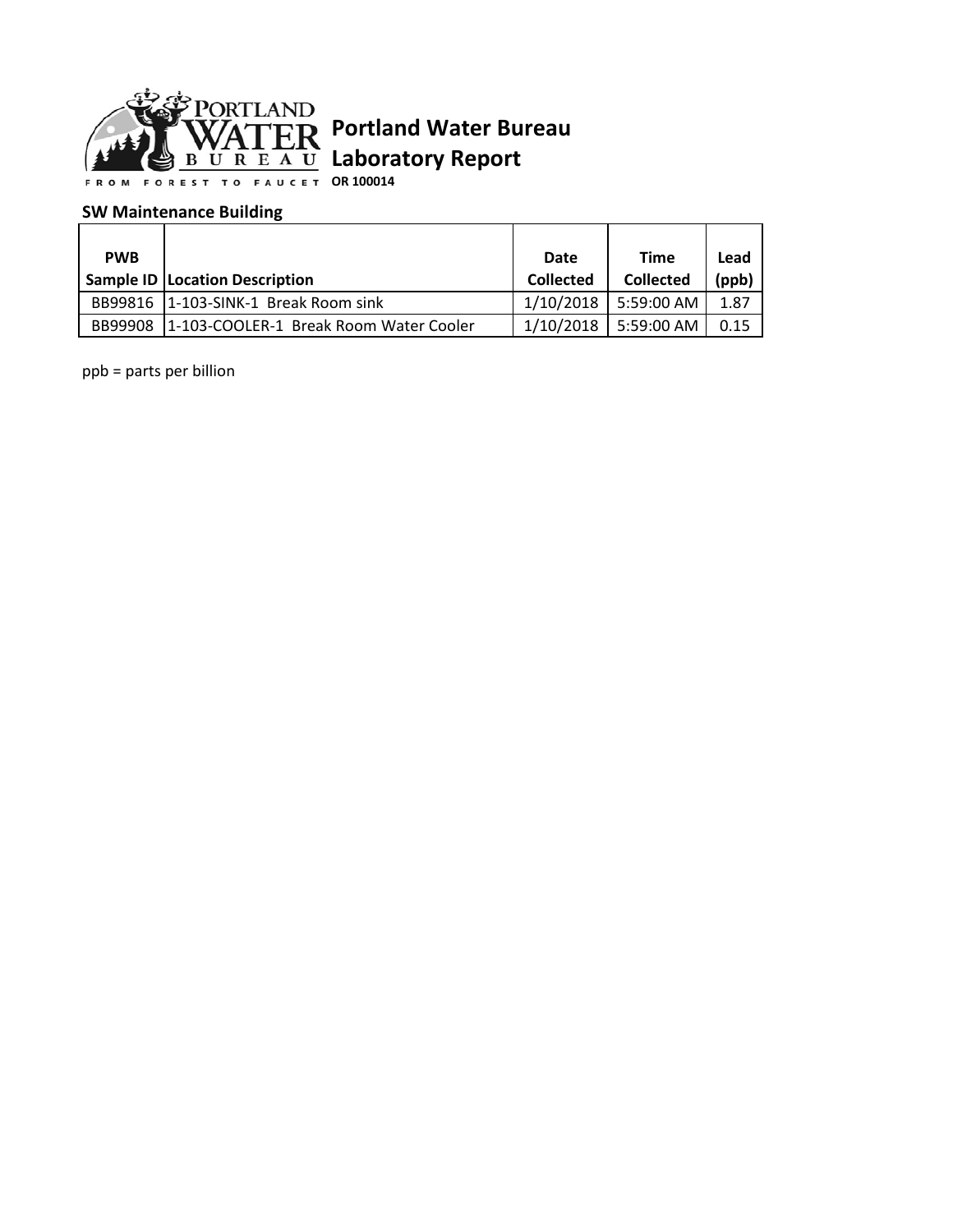# Portland Water Bureau Laboratory Report

**OR 100014**

## SW Maintenance Building

| PWB Sample ID | Location Description | Date Collected | Time Collected | Lead (ppb) |
|---|---|---|---|---|
| BB99816 | 1-103-SINK-1 Break Room sink | 1/10/2018 | 5:59:00 AM | 1.87 |
| BB99908 | 1-103-COOLER-1 Break Room Water Cooler | 1/10/2018 | 5:59:00 AM | 0.15 |

ppb = parts per billion